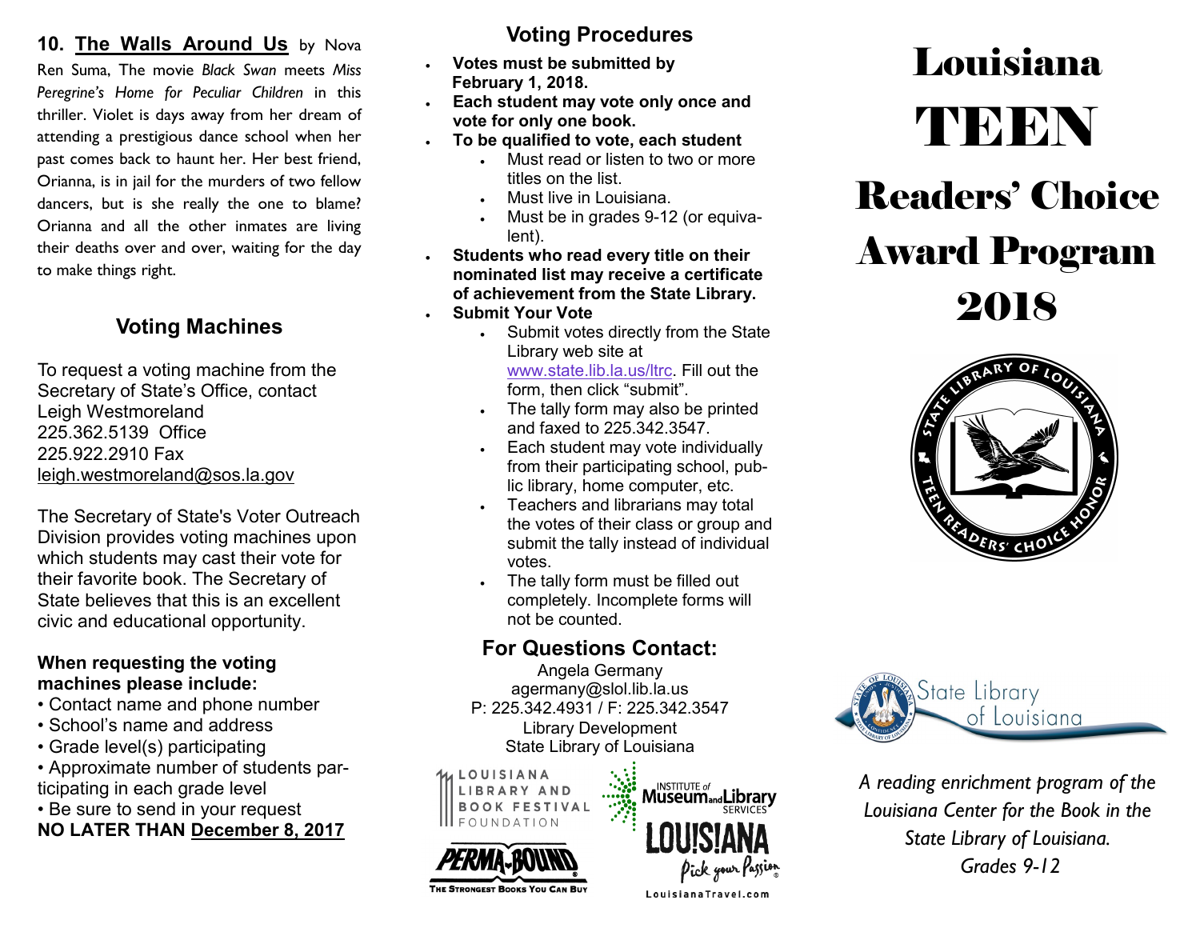**10. The Walls Around Us** by Nova Ren Suma, The movie *Black Swan* meets *Miss Peregrine's Home for Peculiar Children* in this thriller. Violet is days away from her dream of attending a prestigious dance school when her past comes back to haunt her. Her best friend, Orianna, is in jail for the murders of two fellow dancers, but is she really the one to blame? Orianna and all the other inmates are living their deaths over and over, waiting for the day to make things right.

## Voting Machines

To request a voting machine from the Secretary of State's Office, contact
Leigh Westmoreland
225.362.5139 Office
225.922.2910 Fax
leigh.westmoreland@sos.la.gov

The Secretary of State's Voter Outreach Division provides voting machines upon which students may cast their vote for their favorite book. The Secretary of State believes that this is an excellent civic and educational opportunity.

**When requesting the voting machines please include:**

- Contact name and phone number
- School's name and address
- Grade level(s) participating
- Approximate number of students participating in each grade level
- Be sure to send in your request

**NO LATER THAN December 8, 2017**

## Voting Procedures

- **Votes must be submitted by February 1, 2018.**
- **Each student may vote only once and vote for only one book.**
- **To be qualified to vote, each student**
    - Must read or listen to two or more titles on the list.
    - Must live in Louisiana.
    - Must be in grades 9-12 (or equivalent).
- **Students who read every title on their nominated list may receive a certificate of achievement from the State Library.**
- **Submit Your Vote**
    - Submit votes directly from the State Library web site at www.state.lib.la.us/ltrc. Fill out the form, then click "submit".
    - The tally form may also be printed and faxed to 225.342.3547.
    - Each student may vote individually from their participating school, public library, home computer, etc.
    - Teachers and librarians may total the votes of their class or group and submit the tally instead of individual votes.
    - The tally form must be filled out completely. Incomplete forms will not be counted.

## For Questions Contact:

Angela Germany
agermany@slol.lib.la.us
P: 225.342.4931 / F: 225.342.3547
Library Development
State Library of Louisiana

LOUISIANA LIBRARY AND BOOK FESTIVAL FOUNDATION

INSTITUTE of Museum and Library SERVICES

PERMA-BOUND — The Strongest Books You Can Buy

LOUISIANA Pick your Passion — LouisianaTravel.com

# Louisiana TEEN Readers' Choice Award Program 2018

STATE LIBRARY OF LOUISIANA — TEEN READERS' CHOICE HONOR

State Library of Louisiana

*A reading enrichment program of the Louisiana Center for the Book in the State Library of Louisiana. Grades 9-12*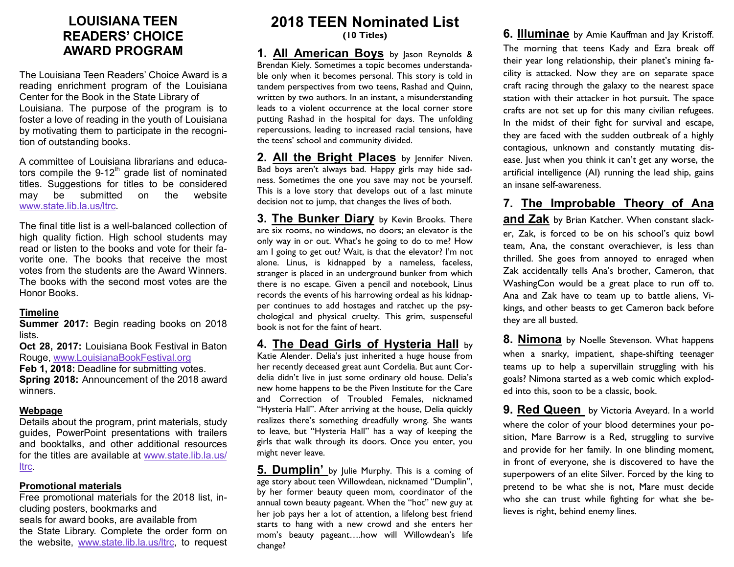# LOUISIANA TEEN READERS' CHOICE AWARD PROGRAM

The Louisiana Teen Readers' Choice Award is a reading enrichment program of the Louisiana Center for the Book in the State Library of Louisiana. The purpose of the program is to foster a love of reading in the youth of Louisiana by motivating them to participate in the recognition of outstanding books.

A committee of Louisiana librarians and educators compile the 9-12th grade list of nominated titles. Suggestions for titles to be considered may be submitted on the website www.state.lib.la.us/ltrc.

The final title list is a well-balanced collection of high quality fiction. High school students may read or listen to the books and vote for their favorite one. The books that receive the most votes from the students are the Award Winners. The books with the second most votes are the Honor Books.

**Timeline**

**Summer 2017:** Begin reading books on 2018 lists.
**Oct 28, 2017:** Louisiana Book Festival in Baton Rouge, www.LouisianaBookFestival.org
**Feb 1, 2018:** Deadline for submitting votes.
**Spring 2018:** Announcement of the 2018 award winners.

**Webpage**

Details about the program, print materials, study guides, PowerPoint presentations with trailers and booktalks, and other additional resources for the titles are available at www.state.lib.la.us/ltrc.

**Promotional materials**

Free promotional materials for the 2018 list, including posters, bookmarks and seals for award books, are available from the State Library. Complete the order form on the website, www.state.lib.la.us/ltrc, to request

# 2018 TEEN Nominated List

**(10 Titles)**

**1. All American Boys** by Jason Reynolds & Brendan Kiely. Sometimes a topic becomes understandable only when it becomes personal. This story is told in tandem perspectives from two teens, Rashad and Quinn, written by two authors. In an instant, a misunderstanding leads to a violent occurrence at the local corner store putting Rashad in the hospital for days. The unfolding repercussions, leading to increased racial tensions, have the teens' school and community divided.

**2. All the Bright Places** by Jennifer Niven. Bad boys aren't always bad. Happy girls may hide sadness. Sometimes the one you save may not be yourself. This is a love story that develops out of a last minute decision not to jump, that changes the lives of both.

**3. The Bunker Diary** by Kevin Brooks. There are six rooms, no windows, no doors; an elevator is the only way in or out. What's he going to do to me? How am I going to get out? Wait, is that the elevator? I'm not alone. Linus, is kidnapped by a nameless, faceless, stranger is placed in an underground bunker from which there is no escape. Given a pencil and notebook, Linus records the events of his harrowing ordeal as his kidnapper continues to add hostages and ratchet up the psychological and physical cruelty. This grim, suspenseful book is not for the faint of heart.

**4. The Dead Girls of Hysteria Hall** by Katie Alender. Delia's just inherited a huge house from her recently deceased great aunt Cordelia. But aunt Cordelia didn't live in just some ordinary old house. Delia's new home happens to be the Piven Institute for the Care and Correction of Troubled Females, nicknamed "Hysteria Hall". After arriving at the house, Delia quickly realizes there's something dreadfully wrong. She wants to leave, but "Hysteria Hall" has a way of keeping the girls that walk through its doors. Once you enter, you might never leave.

**5. Dumplin'** by Julie Murphy. This is a coming of age story about teen Willowdean, nicknamed "Dumplin", by her former beauty queen mom, coordinator of the annual town beauty pageant. When the "hot" new guy at her job pays her a lot of attention, a lifelong best friend starts to hang with a new crowd and she enters her mom's beauty pageant….how will Willowdean's life change?

**6. Illuminae** by Amie Kauffman and Jay Kristoff. The morning that teens Kady and Ezra break off their year long relationship, their planet's mining facility is attacked. Now they are on separate space craft racing through the galaxy to the nearest space station with their attacker in hot pursuit. The space crafts are not set up for this many civilian refugees. In the midst of their fight for survival and escape, they are faced with the sudden outbreak of a highly contagious, unknown and constantly mutating disease. Just when you think it can't get any worse, the artificial intelligence (AI) running the lead ship, gains an insane self-awareness.

**7. The Improbable Theory of Ana and Zak** by Brian Katcher. When constant slacker, Zak, is forced to be on his school's quiz bowl team, Ana, the constant overachiever, is less than thrilled. She goes from annoyed to enraged when Zak accidentally tells Ana's brother, Cameron, that WashingCon would be a great place to run off to. Ana and Zak have to team up to battle aliens, Vikings, and other beasts to get Cameron back before they are all busted.

**8. Nimona** by Noelle Stevenson. What happens when a snarky, impatient, shape-shifting teenager teams up to help a supervillain struggling with his goals? Nimona started as a web comic which exploded into this, soon to be a classic, book.

**9. Red Queen** by Victoria Aveyard. In a world where the color of your blood determines your position, Mare Barrow is a Red, struggling to survive and provide for her family. In one blinding moment, in front of everyone, she is discovered to have the superpowers of an elite Silver. Forced by the king to pretend to be what she is not, Mare must decide who she can trust while fighting for what she believes is right, behind enemy lines.